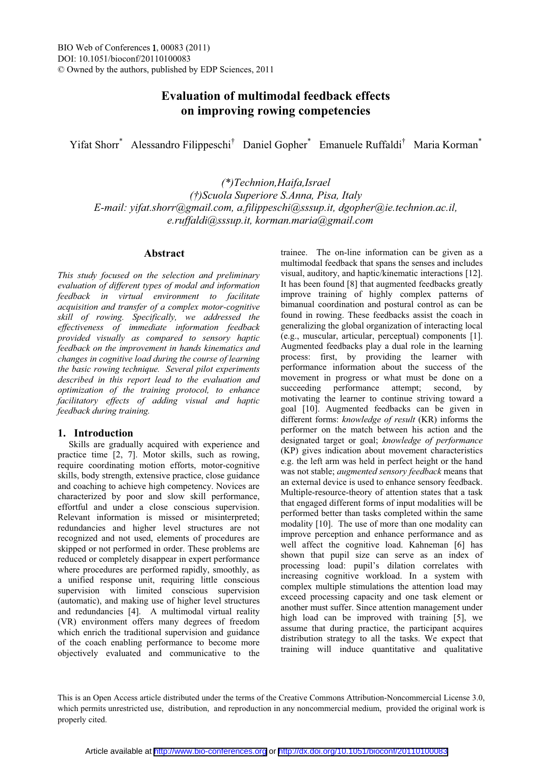# Evaluation of multimodal feedback effects on improving rowing competencies

Yifat Shorr[*] Alessandro Filippeschi[†] Daniel Gopher[*] Emanuele Ruffaldi[†] Maria Korman[*]

*(\*)Technion,Haifa,Israel*
*(†)Scuola Superiore S.Anna, Pisa, Italy*
*E-mail: yifat.shorr@gmail.com, a.filippeschi@sssup.it, dgopher@ie.technion.ac.il, e.ruffaldi@sssup.it, korman.maria@gmail.com*

## Abstract

*This study focused on the selection and preliminary evaluation of different types of modal and information feedback in virtual environment to facilitate acquisition and transfer of a complex motor-cognitive skill of rowing. Specifically, we addressed the effectiveness of immediate information feedback provided visually as compared to sensory haptic feedback on the improvement in hands kinematics and changes in cognitive load during the course of learning the basic rowing technique. Several pilot experiments described in this report lead to the evaluation and optimization of the training protocol, to enhance facilitatory effects of adding visual and haptic feedback during training.*

## 1. Introduction

Skills are gradually acquired with experience and practice time [2, 7]. Motor skills, such as rowing, require coordinating motion efforts, motor-cognitive skills, body strength, extensive practice, close guidance and coaching to achieve high competency. Novices are characterized by poor and slow skill performance, effortful and under a close conscious supervision. Relevant information is missed or misinterpreted; redundancies and higher level structures are not recognized and not used, elements of procedures are skipped or not performed in order. These problems are reduced or completely disappear in expert performance where procedures are performed rapidly, smoothly, as a unified response unit, requiring little conscious supervision with limited conscious supervision (automatic), and making use of higher level structures and redundancies [4]. A multimodal virtual reality (VR) environment offers many degrees of freedom which enrich the traditional supervision and guidance of the coach enabling performance to become more objectively evaluated and communicative to the trainee. The on-line information can be given as a multimodal feedback that spans the senses and includes visual, auditory, and haptic/kinematic interactions [12]. It has been found [8] that augmented feedbacks greatly improve training of highly complex patterns of bimanual coordination and postural control as can be found in rowing. These feedbacks assist the coach in generalizing the global organization of interacting local (e.g., muscular, articular, perceptual) components [1]. Augmented feedbacks play a dual role in the learning process: first, by providing the learner with performance information about the success of the movement in progress or what must be done on a succeeding performance attempt; second, by motivating the learner to continue striving toward a goal [10]. Augmented feedbacks can be given in different forms: *knowledge of result* (KR) informs the performer on the match between his action and the designated target or goal; *knowledge of performance* (KP) gives indication about movement characteristics e.g. the left arm was held in perfect height or the hand was not stable; *augmented sensory feedback* means that an external device is used to enhance sensory feedback. Multiple-resource-theory of attention states that a task that engaged different forms of input modalities will be performed better than tasks completed within the same modality [10]. The use of more than one modality can improve perception and enhance performance and as well affect the cognitive load. Kahneman [6] has shown that pupil size can serve as an index of processing load: pupil's dilation correlates with increasing cognitive workload. In a system with complex multiple stimulations the attention load may exceed processing capacity and one task element or another must suffer. Since attention management under high load can be improved with training [5], we assume that during practice, the participant acquires distribution strategy to all the tasks. We expect that training will induce quantitative and qualitative

This is an Open Access article distributed under the terms of the Creative Commons Attribution-Noncommercial License 3.0, which permits unrestricted use, distribution, and reproduction in any noncommercial medium, provided the original work is properly cited.

Article available at http://www.bio-conferences.org or http://dx.doi.org/10.1051/bioconf/20110100083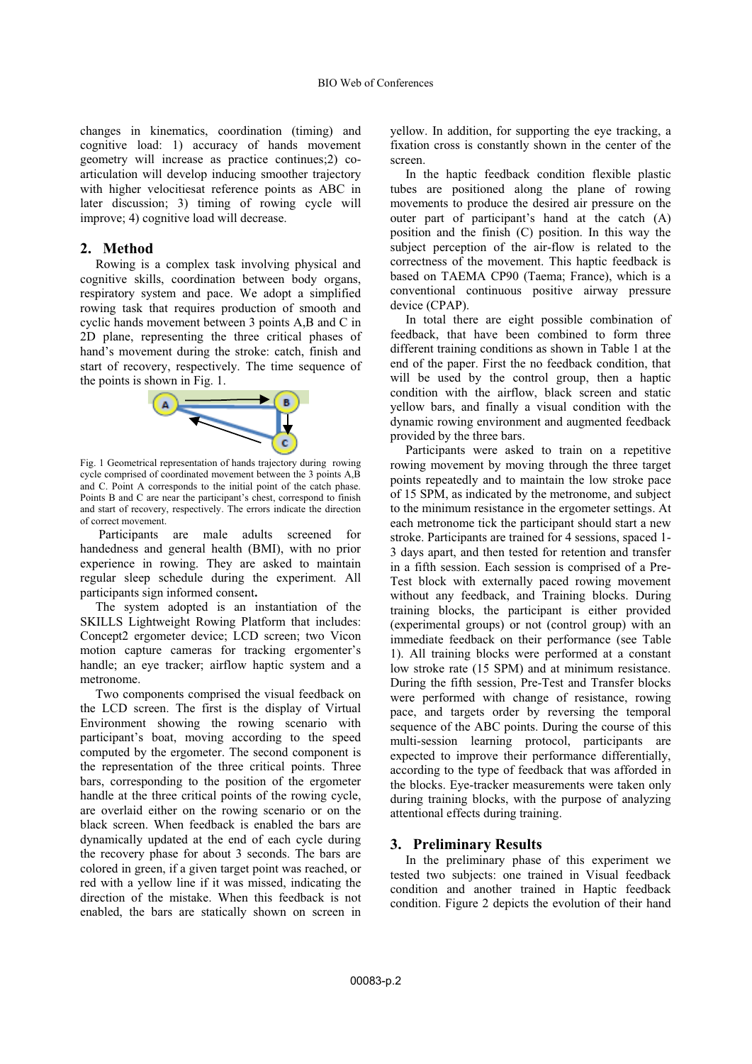changes in kinematics, coordination (timing) and cognitive load: 1) accuracy of hands movement geometry will increase as practice continues;2) co-articulation will develop inducing smoother trajectory with higher velocitiesat reference points as ABC in later discussion; 3) timing of rowing cycle will improve; 4) cognitive load will decrease.

## 2. Method

Rowing is a complex task involving physical and cognitive skills, coordination between body organs, respiratory system and pace. We adopt a simplified rowing task that requires production of smooth and cyclic hands movement between 3 points A,B and C in 2D plane, representing the three critical phases of hand's movement during the stroke: catch, finish and start of recovery, respectively. The time sequence of the points is shown in Fig. 1.

Fig. 1 Geometrical representation of hands trajectory during rowing cycle comprised of coordinated movement between the 3 points A,B and C. Point A corresponds to the initial point of the catch phase. Points B and C are near the participant's chest, correspond to finish and start of recovery, respectively. The errors indicate the direction of correct movement.

Participants are male adults screened for handedness and general health (BMI), with no prior experience in rowing. They are asked to maintain regular sleep schedule during the experiment. All participants sign informed consent**.**

The system adopted is an instantiation of the SKILLS Lightweight Rowing Platform that includes: Concept2 ergometer device; LCD screen; two Vicon motion capture cameras for tracking ergomenter's handle; an eye tracker; airflow haptic system and a metronome.

Two components comprised the visual feedback on the LCD screen. The first is the display of Virtual Environment showing the rowing scenario with participant's boat, moving according to the speed computed by the ergometer. The second component is the representation of the three critical points. Three bars, corresponding to the position of the ergometer handle at the three critical points of the rowing cycle, are overlaid either on the rowing scenario or on the black screen. When feedback is enabled the bars are dynamically updated at the end of each cycle during the recovery phase for about 3 seconds. The bars are colored in green, if a given target point was reached, or red with a yellow line if it was missed, indicating the direction of the mistake. When this feedback is not enabled, the bars are statically shown on screen in yellow. In addition, for supporting the eye tracking, a fixation cross is constantly shown in the center of the screen.

In the haptic feedback condition flexible plastic tubes are positioned along the plane of rowing movements to produce the desired air pressure on the outer part of participant's hand at the catch (A) position and the finish (C) position. In this way the subject perception of the air-flow is related to the correctness of the movement. This haptic feedback is based on TAEMA CP90 (Taema; France), which is a conventional continuous positive airway pressure device (CPAP).

In total there are eight possible combination of feedback, that have been combined to form three different training conditions as shown in Table 1 at the end of the paper. First the no feedback condition, that will be used by the control group, then a haptic condition with the airflow, black screen and static yellow bars, and finally a visual condition with the dynamic rowing environment and augmented feedback provided by the three bars.

Participants were asked to train on a repetitive rowing movement by moving through the three target points repeatedly and to maintain the low stroke pace of 15 SPM, as indicated by the metronome, and subject to the minimum resistance in the ergometer settings. At each metronome tick the participant should start a new stroke. Participants are trained for 4 sessions, spaced 1-3 days apart, and then tested for retention and transfer in a fifth session. Each session is comprised of a Pre-Test block with externally paced rowing movement without any feedback, and Training blocks. During training blocks, the participant is either provided (experimental groups) or not (control group) with an immediate feedback on their performance (see Table 1). All training blocks were performed at a constant low stroke rate (15 SPM) and at minimum resistance. During the fifth session, Pre-Test and Transfer blocks were performed with change of resistance, rowing pace, and targets order by reversing the temporal sequence of the ABC points. During the course of this multi-session learning protocol, participants are expected to improve their performance differentially, according to the type of feedback that was afforded in the blocks. Eye-tracker measurements were taken only during training blocks, with the purpose of analyzing attentional effects during training.

## 3. Preliminary Results

In the preliminary phase of this experiment we tested two subjects: one trained in Visual feedback condition and another trained in Haptic feedback condition. Figure 2 depicts the evolution of their hand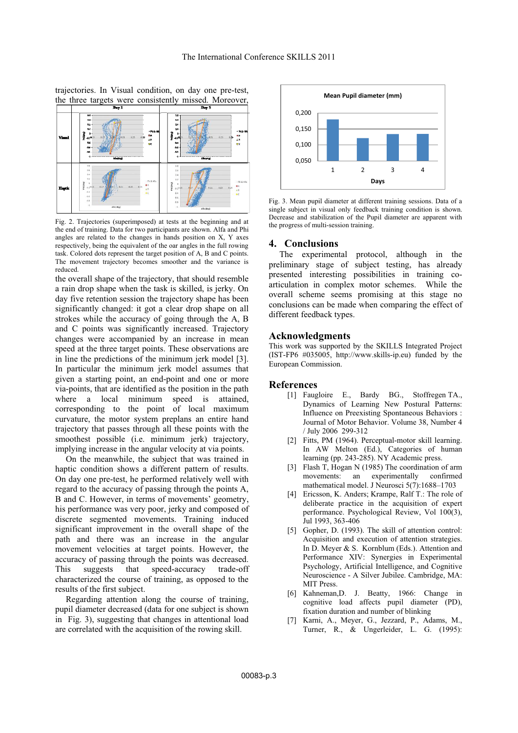trajectories. In Visual condition, on day one pre-test, the three targets were consistently missed. Moreover, the overall shape of the trajectory, that should resemble a rain drop shape when the task is skilled, is jerky. On day five retention session the trajectory shape has been significantly changed: it got a clear drop shape on all strokes while the accuracy of going through the A, B and C points was significantly increased. Trajectory changes were accompanied by an increase in mean speed at the three target points. These observations are in line the predictions of the minimum jerk model [3]. In particular the minimum jerk model assumes that given a starting point, an end-point and one or more via-points, that are identified as the position in the path where a local minimum speed is attained, corresponding to the point of local maximum curvature, the motor system preplans an entire hand trajectory that passes through all these points with the smoothest possible (i.e. minimum jerk) trajectory, implying increase in the angular velocity at via points.

Fig. 2. Trajectories (superimposed) at tests at the beginning and at the end of training. Data for two participants are shown. Alfa and Phi angles are related to the changes in hands position on X, Y axes respectively, being the equivalent of the oar angles in the full rowing task. Colored dots represent the target position of A, B and C points. The movement trajectory becomes smoother and the variance is reduced.

On the meanwhile, the subject that was trained in haptic condition shows a different pattern of results. On day one pre-test, he performed relatively well with regard to the accuracy of passing through the points A, B and C. However, in terms of movements' geometry, his performance was very poor, jerky and composed of discrete segmented movements. Training induced significant improvement in the overall shape of the path and there was an increase in the angular movement velocities at target points. However, the accuracy of passing through the points was decreased. This suggests that speed-accuracy trade-off characterized the course of training, as opposed to the results of the first subject.

Regarding attention along the course of training, pupil diameter decreased (data for one subject is shown in Fig. 3), suggesting that changes in attentional load are correlated with the acquisition of the rowing skill.

Fig. 3. Mean pupil diameter at different training sessions. Data of a single subject in visual only feedback training condition is shown. Decrease and stabilization of the Pupil diameter are apparent with the progress of multi-session training.

## 4. Conclusions

The experimental protocol, although in the preliminary stage of subject testing, has already presented interesting possibilities in training co-articulation in complex motor schemes. While the overall scheme seems promising at this stage no conclusions can be made when comparing the effect of different feedback types.

## Acknowledgments

This work was supported by the SKILLS Integrated Project (IST-FP6 #035005, http://www.skills-ip.eu) funded by the European Commission.

## References

[1] Faugloire E., Bardy BG., Stoffregen TA., Dynamics of Learning New Postural Patterns: Influence on Preexisting Spontaneous Behaviors : Journal of Motor Behavior. Volume 38, Number 4 / July 2006 299-312

[2] Fitts, PM (1964). Perceptual-motor skill learning. In AW Melton (Ed.), Categories of human learning (pp. 243-285). NY Academic press.

[3] Flash T, Hogan N (1985) The coordination of arm movements: an experimentally confirmed mathematical model. J Neurosci 5(7):1688–1703

[4] Ericsson, K. Anders; Krampe, Ralf T.: The role of deliberate practice in the acquisition of expert performance. Psychological Review, Vol 100(3), Jul 1993, 363-406

[5] Gopher, D. (1993). The skill of attention control: Acquisition and execution of attention strategies. In D. Meyer & S. Kornblum (Eds.). Attention and Performance XIV: Synergies in Experimental Psychology, Artificial Intelligence, and Cognitive Neuroscience - A Silver Jubilee. Cambridge, MA: MIT Press.

[6] Kahneman,D. J. Beatty, 1966: Change in cognitive load affects pupil diameter (PD), fixation duration and number of blinking

[7] Karni, A., Meyer, G., Jezzard, P., Adams, M., Turner, R., & Ungerleider, L. G. (1995):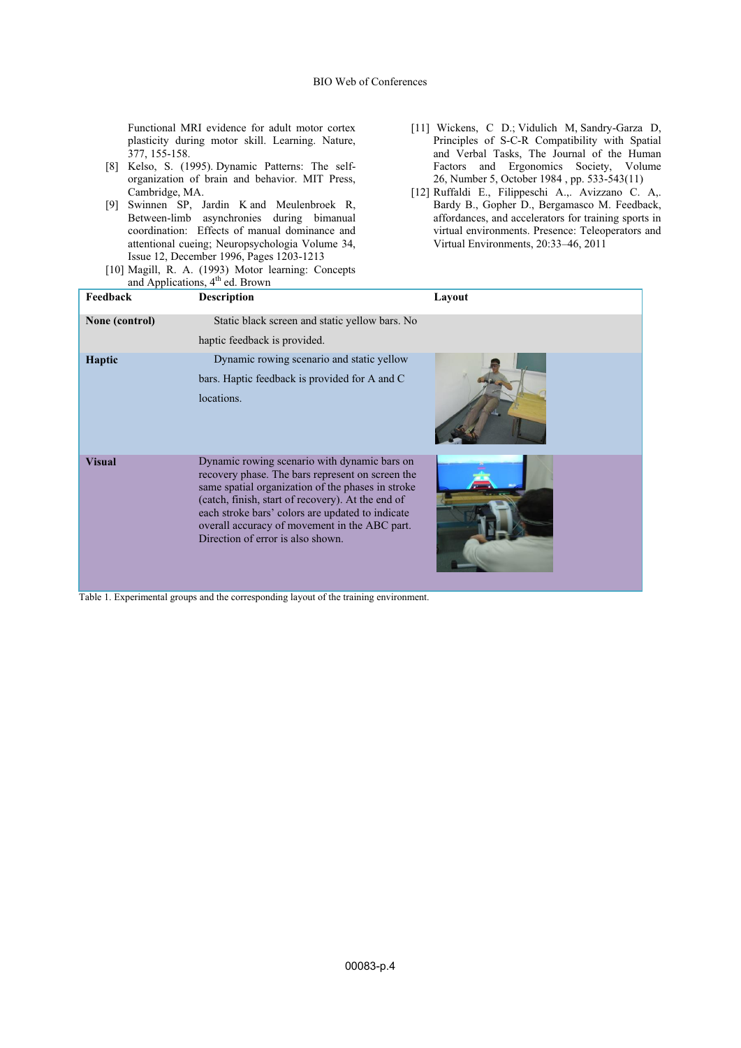Functional MRI evidence for adult motor cortex plasticity during motor skill. Learning. Nature, 377, 155-158.

[8] Kelso, S. (1995). Dynamic Patterns: The self-organization of brain and behavior. MIT Press, Cambridge, MA.

[9] Swinnen SP, Jardin K and Meulenbroek R, Between-limb asynchronies during bimanual coordination: Effects of manual dominance and attentional cueing; Neuropsychologia Volume 34, Issue 12, December 1996, Pages 1203-1213

[10] Magill, R. A. (1993) Motor learning: Concepts and Applications, 4th ed. Brown

[11] Wickens, C D.; Vidulich M, Sandry-Garza D, Principles of S-C-R Compatibility with Spatial and Verbal Tasks, The Journal of the Human Factors and Ergonomics Society, Volume 26, Number 5, October 1984 , pp. 533-543(11)

[12] Ruffaldi E., Filippeschi A.,. Avizzano C. A,. Bardy B., Gopher D., Bergamasco M. Feedback, affordances, and accelerators for training sports in virtual environments. Presence: Teleoperators and Virtual Environments, 20:33–46, 2011

| Feedback | Description | Layout |
|---|---|---|
| **None (control)** | Static black screen and static yellow bars. No haptic feedback is provided. | |
| **Haptic** | Dynamic rowing scenario and static yellow bars. Haptic feedback is provided for A and C locations. | |
| **Visual** | Dynamic rowing scenario with dynamic bars on recovery phase. The bars represent on screen the same spatial organization of the phases in stroke (catch, finish, start of recovery). At the end of each stroke bars' colors are updated to indicate overall accuracy of movement in the ABC part. Direction of error is also shown. | |

Table 1. Experimental groups and the corresponding layout of the training environment.